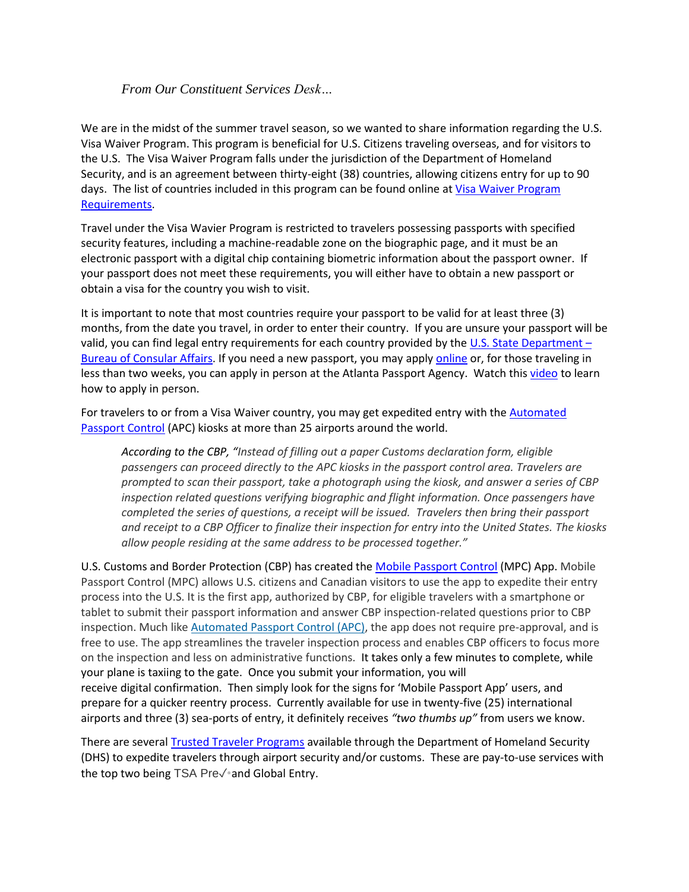*From Our Constituent Services Desk…*

We are in the midst of the summer travel season, so we wanted to share information regarding the U.S. Visa Waiver Program. This program is beneficial for U.S. Citizens traveling overseas, and for visitors to the U.S. The Visa Waiver Program falls under the jurisdiction of the Department of Homeland Security, and is an agreement between thirty-eight (38) countries, allowing citizens entry for up to 90 days. The list of countries included in this program can be found online at Visa Waiver Program Requirements.

Travel under the Visa Wavier Program is restricted to travelers possessing passports with specified security features, including a machine-readable zone on the biographic page, and it must be an electronic passport with a digital chip containing biometric information about the passport owner. If your passport does not meet these requirements, you will either have to obtain a new passport or obtain a visa for the country you wish to visit.

It is important to note that most countries require your passport to be valid for at least three (3) months, from the date you travel, in order to enter their country. If you are unsure your passport will be valid, you can find legal entry requirements for each country provided by the U.S. State Department – Bureau of Consular Affairs. If you need a new passport, you may apply online or, for those traveling in less than two weeks, you can apply in person at the Atlanta Passport Agency. Watch this video to learn how to apply in person.

For travelers to or from a Visa Waiver country, you may get expedited entry with the Automated Passport Control (APC) kiosks at more than 25 airports around the world.

> *According to the CBP, "Instead of filling out a paper Customs declaration form, eligible passengers can proceed directly to the APC kiosks in the passport control area. Travelers are prompted to scan their passport, take a photograph using the kiosk, and answer a series of CBP inspection related questions verifying biographic and flight information. Once passengers have completed the series of questions, a receipt will be issued. Travelers then bring their passport and receipt to a CBP Officer to finalize their inspection for entry into the United States. The kiosks allow people residing at the same address to be processed together."*

U.S. Customs and Border Protection (CBP) has created the Mobile Passport Control (MPC) App. Mobile Passport Control (MPC) allows U.S. citizens and Canadian visitors to use the app to expedite their entry process into the U.S. It is the first app, authorized by CBP, for eligible travelers with a smartphone or tablet to submit their passport information and answer CBP inspection-related questions prior to CBP inspection. Much like Automated Passport Control (APC), the app does not require pre-approval, and is free to use. The app streamlines the traveler inspection process and enables CBP officers to focus more on the inspection and less on administrative functions. It takes only a few minutes to complete, while your plane is taxiing to the gate. Once you submit your information, you will receive digital confirmation. Then simply look for the signs for 'Mobile Passport App' users, and prepare for a quicker reentry process. Currently available for use in twenty-five (25) international airports and three (3) sea-ports of entry, it definitely receives *"two thumbs up"* from users we know.

There are several Trusted Traveler Programs available through the Department of Homeland Security (DHS) to expedite travelers through airport security and/or customs. These are pay-to-use services with the top two being TSA Pre✓® and Global Entry.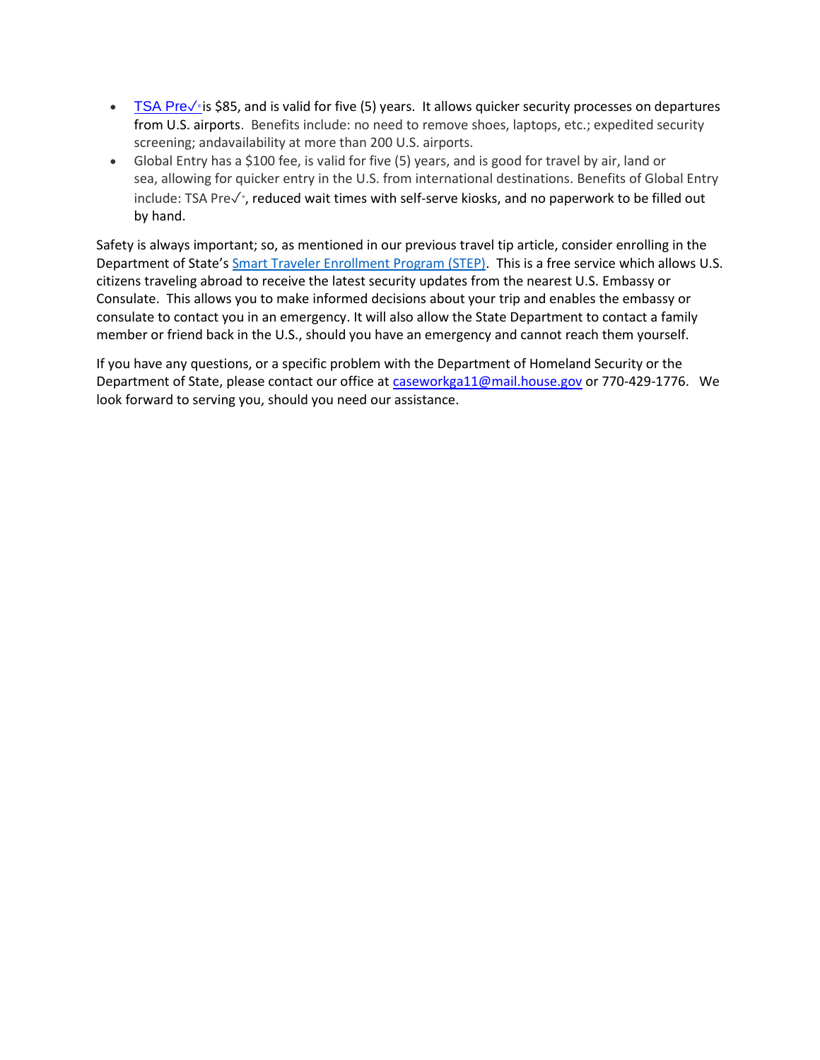- TSA Pre✓® is $85, and is valid for five (5) years. It allows quicker security processes on departures from U.S. airports. Benefits include: no need to remove shoes, laptops, etc.; expedited security screening; andavailability at more than 200 U.S. airports.
- Global Entry has a $100 fee, is valid for five (5) years, and is good for travel by air, land or sea, allowing for quicker entry in the U.S. from international destinations. Benefits of Global Entry include: TSA Pre✓®, reduced wait times with self-serve kiosks, and no paperwork to be filled out by hand.

Safety is always important; so, as mentioned in our previous travel tip article, consider enrolling in the Department of State's Smart Traveler Enrollment Program (STEP). This is a free service which allows U.S. citizens traveling abroad to receive the latest security updates from the nearest U.S. Embassy or Consulate. This allows you to make informed decisions about your trip and enables the embassy or consulate to contact you in an emergency. It will also allow the State Department to contact a family member or friend back in the U.S., should you have an emergency and cannot reach them yourself.

If you have any questions, or a specific problem with the Department of Homeland Security or the Department of State, please contact our office at caseworkga11@mail.house.gov or 770-429-1776. We look forward to serving you, should you need our assistance.